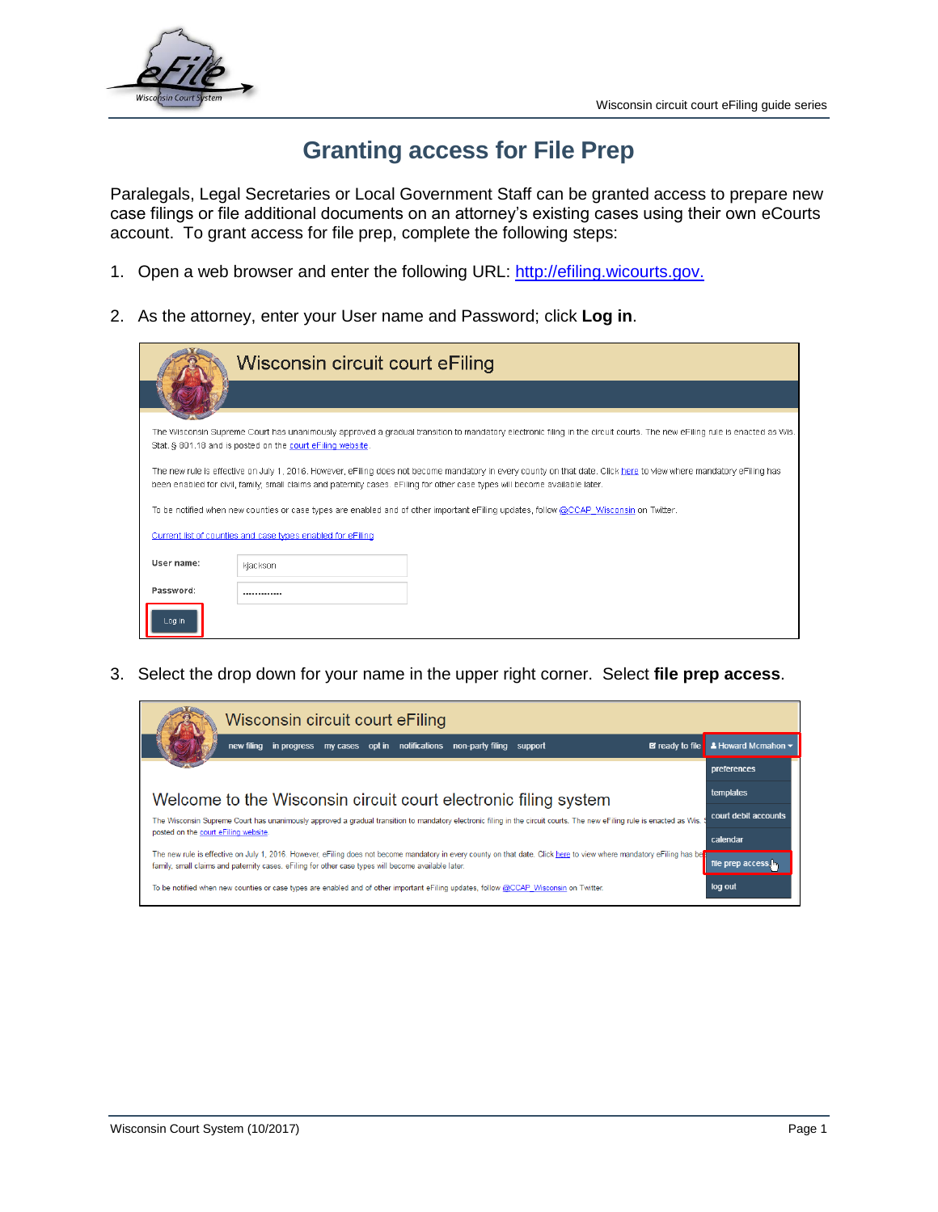# Granting access for File Prep

Paralegals, Legal Secretaries or Local Government Staff can be granted access to prepare new case filings or file additional documents on an attorney's existing cases using their own eCourts account. To grant access for file prep, complete the following steps:

1. Open a web browser and enter the following URL: [http://efiling.wicourts.gov.](http://efiling.wicourts.gov.)

2. As the attorney, enter your User name and Password; click **Log in**.

3. Select the drop down for your name in the upper right corner. Select **file prep access**.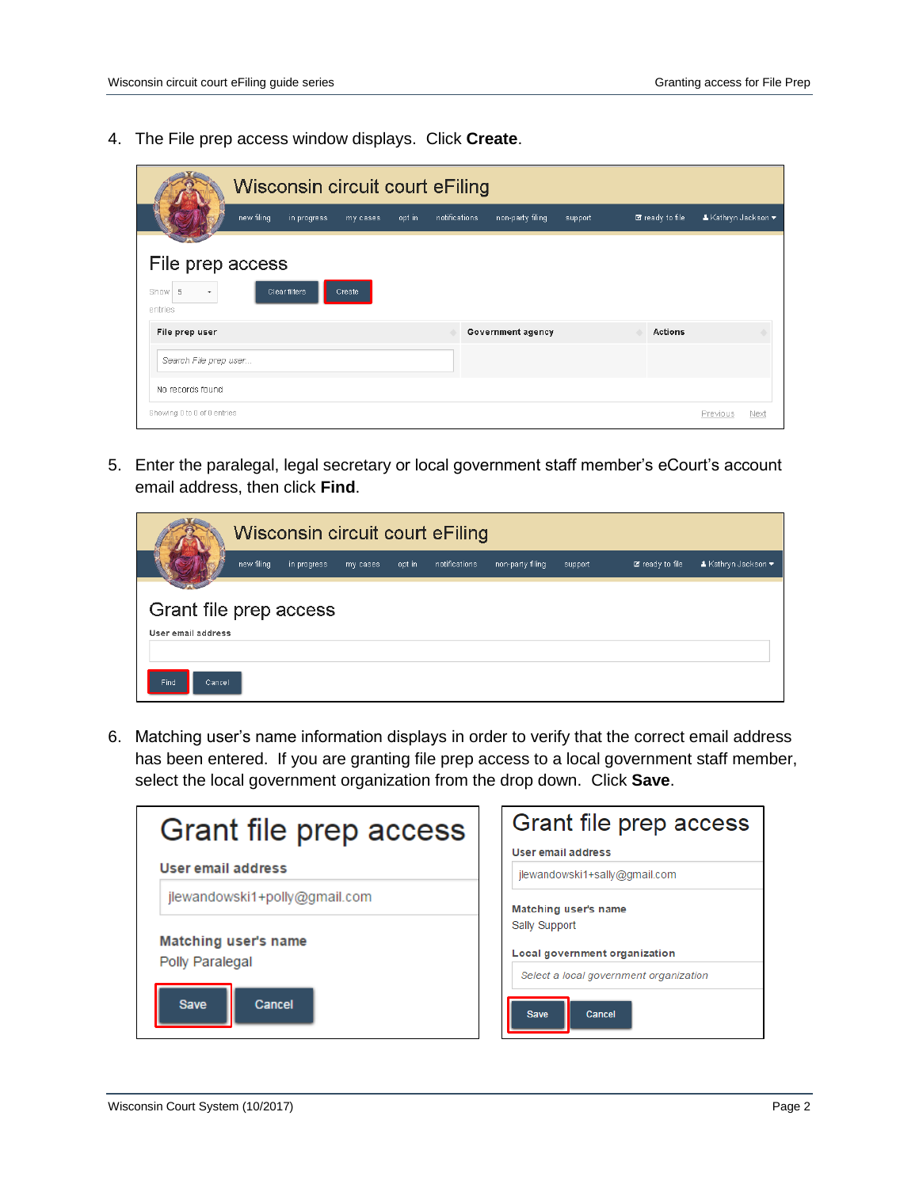4. The File prep access window displays. Click **Create**.

5. Enter the paralegal, legal secretary or local government staff member's eCourt's account email address, then click **Find**.

6. Matching user's name information displays in order to verify that the correct email address has been entered. If you are granting file prep access to a local government staff member, select the local government organization from the drop down. Click **Save**.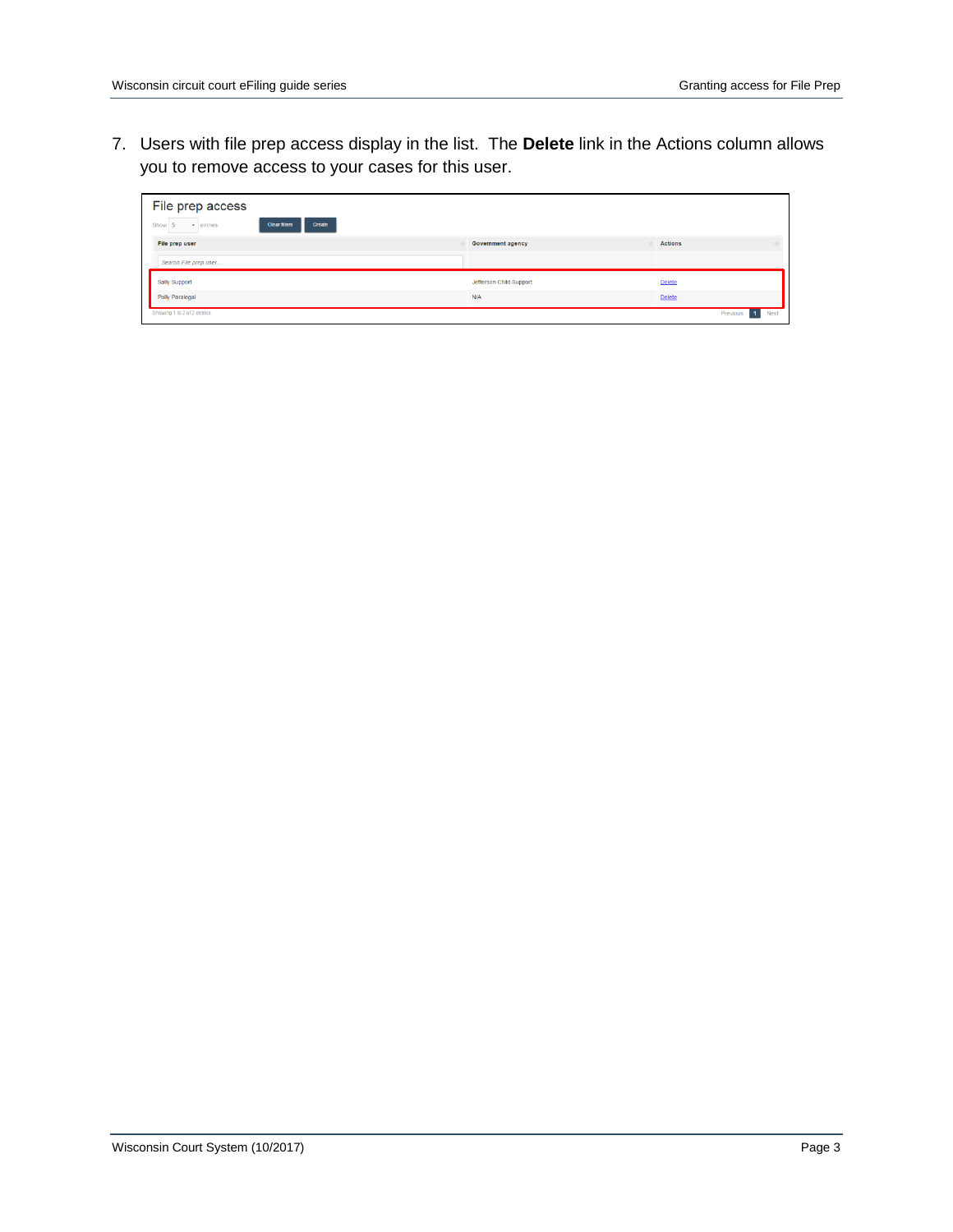7. Users with file prep access display in the list. The **Delete** link in the Actions column allows you to remove access to your cases for this user.

File prep access

Show 5 entries | Clear filters | Create

| File prep user | Government agency | Actions |
| --- | --- | --- |
| Search File prep user... | | |
| Sally Support | Jefferson Child Support | Delete |
| Polly Paralegal | N/A | Delete |

Showing 1 to 2 of 2 entries

Previous 1 Next